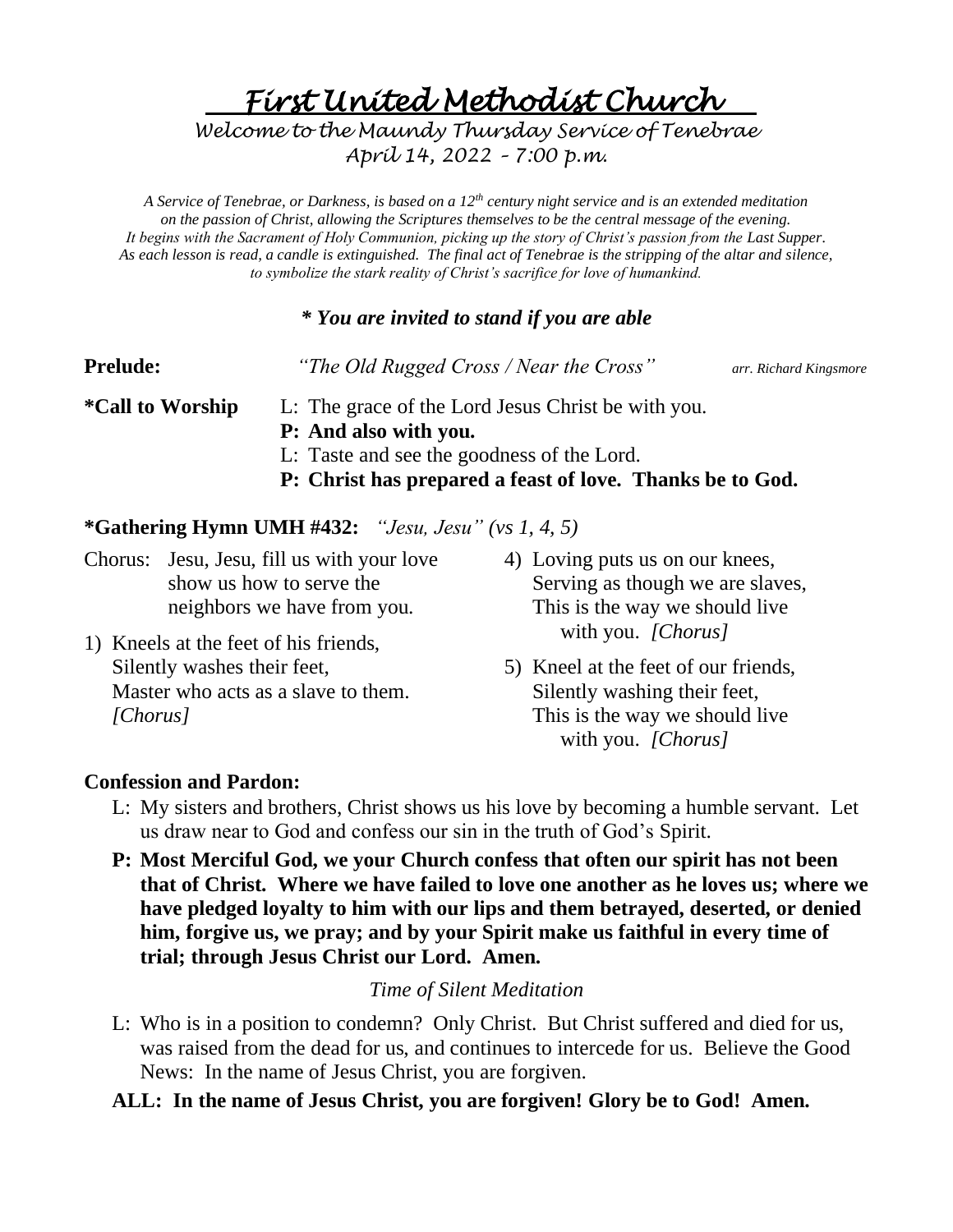# *First United Methodist Church*

*Welcome to the Maundy Thursday Service of Tenebrae*
*April 14, 2022 – 7:00 p.m.*

*A Service of Tenebrae, or Darkness, is based on a 12th century night service and is an extended meditation on the passion of Christ, allowing the Scriptures themselves to be the central message of the evening. It begins with the Sacrament of Holy Communion, picking up the story of Christ's passion from the Last Supper. As each lesson is read, a candle is extinguished. The final act of Tenebrae is the stripping of the altar and silence, to symbolize the stark reality of Christ's sacrifice for love of humankind.*

***\* You are invited to stand if you are able***

**Prelude:** *"The Old Rugged Cross / Near the Cross"* *arr. Richard Kingsmore*

**\*Call to Worship**

L: The grace of the Lord Jesus Christ be with you.
**P: And also with you.**
L: Taste and see the goodness of the Lord.
**P: Christ has prepared a feast of love. Thanks be to God.**

**\*Gathering Hymn UMH #432:** *"Jesu, Jesu" (vs 1, 4, 5)*

Chorus: Jesu, Jesu, fill us with your love
show us how to serve the
neighbors we have from you.

1) Kneels at the feet of his friends,
Silently washes their feet,
Master who acts as a slave to them.
*[Chorus]*

4) Loving puts us on our knees,
Serving as though we are slaves,
This is the way we should live
with you. *[Chorus]*

5) Kneel at the feet of our friends,
Silently washing their feet,
This is the way we should live
with you. *[Chorus]*

**Confession and Pardon:**

L: My sisters and brothers, Christ shows us his love by becoming a humble servant. Let us draw near to God and confess our sin in the truth of God's Spirit.

**P: Most Merciful God, we your Church confess that often our spirit has not been that of Christ. Where we have failed to love one another as he loves us; where we have pledged loyalty to him with our lips and them betrayed, deserted, or denied him, forgive us, we pray; and by your Spirit make us faithful in every time of trial; through Jesus Christ our Lord. Amen.**

*Time of Silent Meditation*

L: Who is in a position to condemn? Only Christ. But Christ suffered and died for us, was raised from the dead for us, and continues to intercede for us. Believe the Good News: In the name of Jesus Christ, you are forgiven.

**ALL: In the name of Jesus Christ, you are forgiven! Glory be to God! Amen.**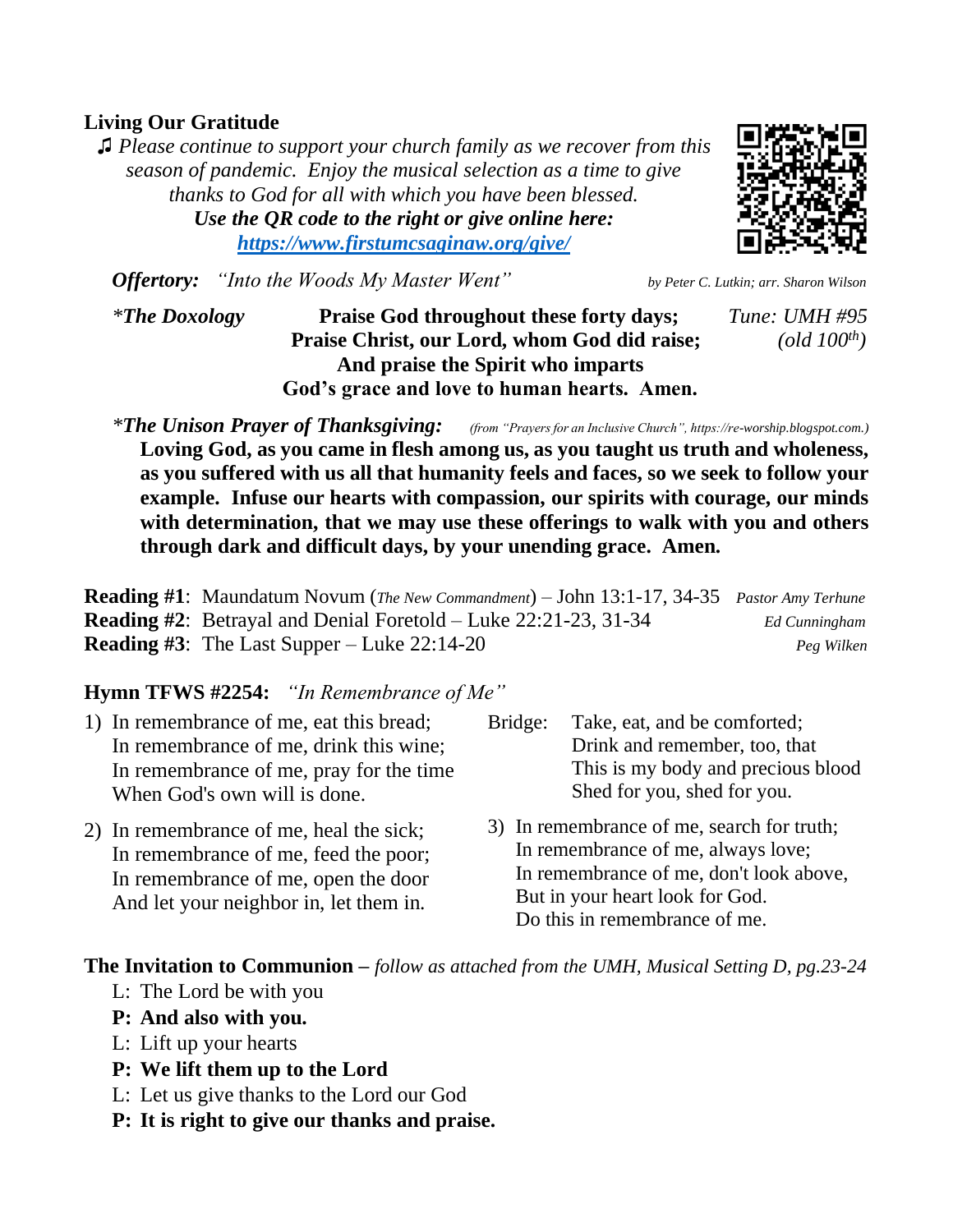**Living Our Gratitude**

♫ *Please continue to support your church family as we recover from this season of pandemic. Enjoy the musical selection as a time to give thanks to God for all with which you have been blessed.*
***Use the QR code to the right or give online here:***
***https://www.firstumcsaginaw.org/give/***

***Offertory:*** *"Into the Woods My Master Went"* *by Peter C. Lutkin; arr. Sharon Wilson*

**\****The Doxology*** *Tune: UMH #95 (old 100th)*

**Praise God throughout these forty days;**
**Praise Christ, our Lord, whom God did raise;**
**And praise the Spirit who imparts**
**God's grace and love to human hearts. Amen.**

**\****The Unison Prayer of Thanksgiving:*** *(from "Prayers for an Inclusive Church", https://re-worship.blogspot.com.)*
**Loving God, as you came in flesh among us, as you taught us truth and wholeness, as you suffered with us all that humanity feels and faces, so we seek to follow your example. Infuse our hearts with compassion, our spirits with courage, our minds with determination, that we may use these offerings to walk with you and others through dark and difficult days, by your unending grace. Amen.**

**Reading #1**: Maundatum Novum (*The New Commandment*) – John 13:1-17, 34-35 *Pastor Amy Terhune*
**Reading #2**: Betrayal and Denial Foretold – Luke 22:21-23, 31-34 *Ed Cunningham*
**Reading #3**: The Last Supper – Luke 22:14-20 *Peg Wilken*

**Hymn TFWS #2254:** *"In Remembrance of Me"*

1) In remembrance of me, eat this bread;
In remembrance of me, drink this wine;
In remembrance of me, pray for the time
When God's own will is done.

2) In remembrance of me, heal the sick;
In remembrance of me, feed the poor;
In remembrance of me, open the door
And let your neighbor in, let them in.

Bridge: Take, eat, and be comforted;
Drink and remember, too, that
This is my body and precious blood
Shed for you, shed for you.

3) In remembrance of me, search for truth;
In remembrance of me, always love;
In remembrance of me, don't look above,
But in your heart look for God.
Do this in remembrance of me.

**The Invitation to Communion** – *follow as attached from the UMH, Musical Setting D, pg.23-24*

L: The Lord be with you
**P: And also with you.**
L: Lift up your hearts
**P: We lift them up to the Lord**
L: Let us give thanks to the Lord our God
**P: It is right to give our thanks and praise.**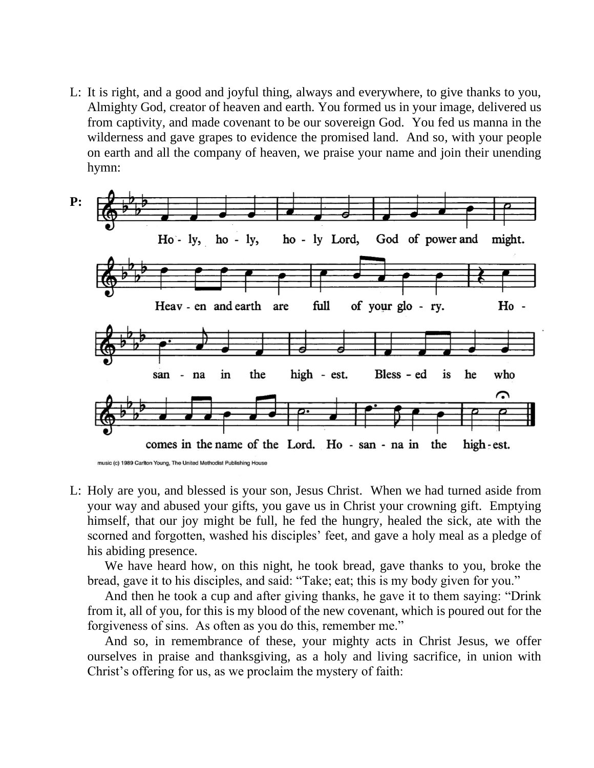L: It is right, and a good and joyful thing, always and everywhere, to give thanks to you, Almighty God, creator of heaven and earth. You formed us in your image, delivered us from captivity, and made covenant to be our sovereign God. You fed us manna in the wilderness and gave grapes to evidence the promised land. And so, with your people on earth and all the company of heaven, we praise your name and join their unending hymn:

**P:**

Ho - ly, ho - ly, ho - ly Lord, God of power and might.
Heav - en and earth are full of your glo - ry. Ho -
san - na in the high - est. Bless - ed is he who
comes in the name of the Lord. Ho - san - na in the high - est.

music (c) 1989 Carlton Young, The United Methodist Publishing House

L: Holy are you, and blessed is your son, Jesus Christ. When we had turned aside from your way and abused your gifts, you gave us in Christ your crowning gift. Emptying himself, that our joy might be full, he fed the hungry, healed the sick, ate with the scorned and forgotten, washed his disciples' feet, and gave a holy meal as a pledge of his abiding presence.

We have heard how, on this night, he took bread, gave thanks to you, broke the bread, gave it to his disciples, and said: "Take; eat; this is my body given for you."

And then he took a cup and after giving thanks, he gave it to them saying: "Drink from it, all of you, for this is my blood of the new covenant, which is poured out for the forgiveness of sins. As often as you do this, remember me."

And so, in remembrance of these, your mighty acts in Christ Jesus, we offer ourselves in praise and thanksgiving, as a holy and living sacrifice, in union with Christ's offering for us, as we proclaim the mystery of faith: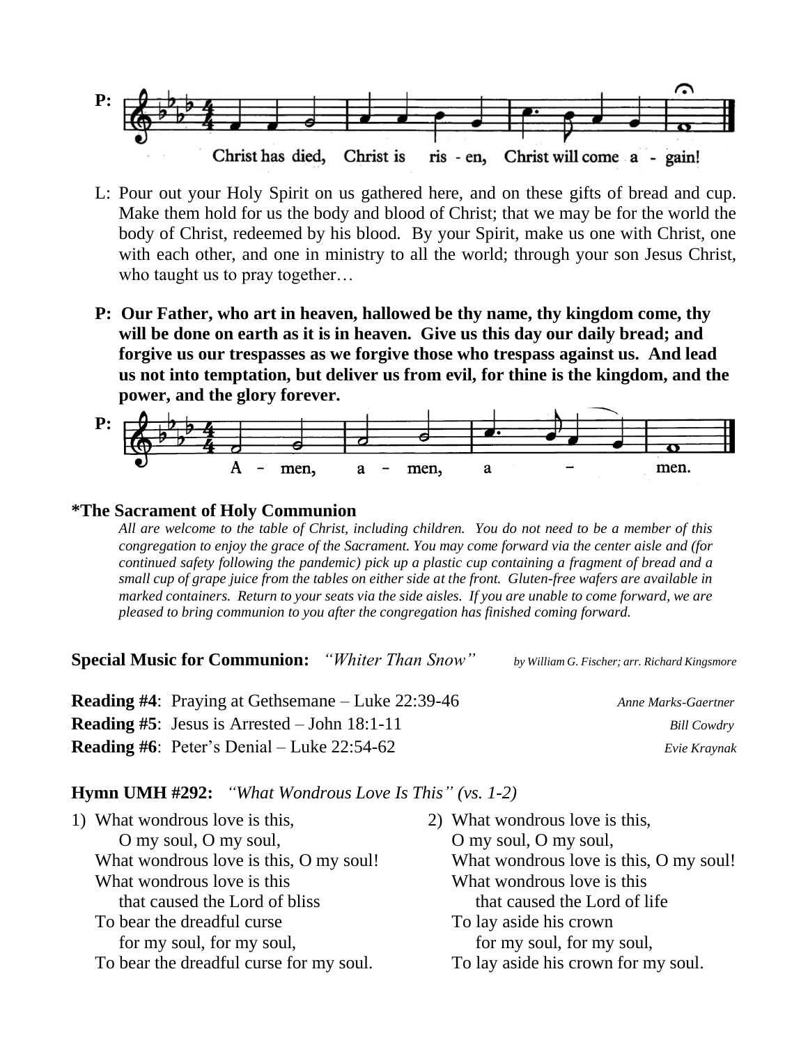**P:** Christ has died, Christ is ris - en, Christ will come a - gain!

L: Pour out your Holy Spirit on us gathered here, and on these gifts of bread and cup. Make them hold for us the body and blood of Christ; that we may be for the world the body of Christ, redeemed by his blood. By your Spirit, make us one with Christ, one with each other, and one in ministry to all the world; through your son Jesus Christ, who taught us to pray together…

**P: Our Father, who art in heaven, hallowed be thy name, thy kingdom come, thy will be done on earth as it is in heaven. Give us this day our daily bread; and forgive us our trespasses as we forgive those who trespass against us. And lead us not into temptation, but deliver us from evil, for thine is the kingdom, and the power, and the glory forever.**

**P:** A - men, a - men, a - men.

**\*The Sacrament of Holy Communion**

*All are welcome to the table of Christ, including children. You do not need to be a member of this congregation to enjoy the grace of the Sacrament. You may come forward via the center aisle and (for continued safety following the pandemic) pick up a plastic cup containing a fragment of bread and a small cup of grape juice from the tables on either side at the front. Gluten-free wafers are available in marked containers. Return to your seats via the side aisles. If you are unable to come forward, we are pleased to bring communion to you after the congregation has finished coming forward.*

**Special Music for Communion:** *"Whiter Than Snow"* *by William G. Fischer; arr. Richard Kingsmore*

**Reading #4**: Praying at Gethsemane – Luke 22:39-46 *Anne Marks-Gaertner*
**Reading #5**: Jesus is Arrested – John 18:1-11 *Bill Cowdry*
**Reading #6**: Peter's Denial – Luke 22:54-62 *Evie Kraynak*

**Hymn UMH #292:** *"What Wondrous Love Is This" (vs. 1-2)*

1) What wondrous love is this,
O my soul, O my soul,
What wondrous love is this, O my soul!
What wondrous love is this
that caused the Lord of bliss
To bear the dreadful curse
for my soul, for my soul,
To bear the dreadful curse for my soul.

2) What wondrous love is this,
O my soul, O my soul,
What wondrous love is this, O my soul!
What wondrous love is this
that caused the Lord of life
To lay aside his crown
for my soul, for my soul,
To lay aside his crown for my soul.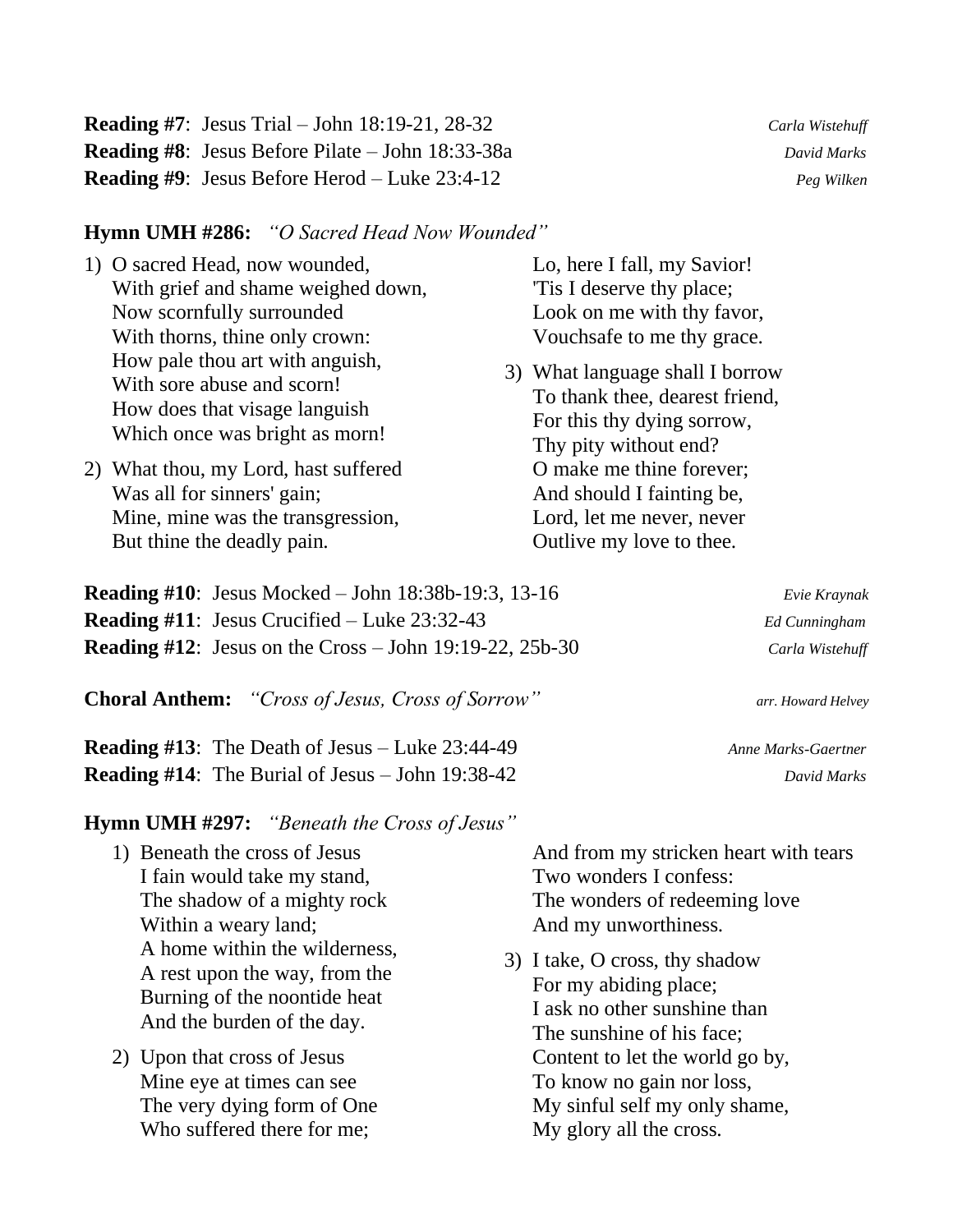**Reading #7**: Jesus Trial – John 18:19-21, 28-32 *Carla Wistehuff*
**Reading #8**: Jesus Before Pilate – John 18:33-38a *David Marks*
**Reading #9**: Jesus Before Herod – Luke 23:4-12 *Peg Wilken*

**Hymn UMH #286:** *"O Sacred Head Now Wounded"*

1) O sacred Head, now wounded,
   With grief and shame weighed down,
   Now scornfully surrounded
   With thorns, thine only crown:
   How pale thou art with anguish,
   With sore abuse and scorn!
   How does that visage languish
   Which once was bright as morn!

2) What thou, my Lord, hast suffered
   Was all for sinners' gain;
   Mine, mine was the transgression,
   But thine the deadly pain.
   Lo, here I fall, my Savior!
   'Tis I deserve thy place;
   Look on me with thy favor,
   Vouchsafe to me thy grace.

3) What language shall I borrow
   To thank thee, dearest friend,
   For this thy dying sorrow,
   Thy pity without end?
   O make me thine forever;
   And should I fainting be,
   Lord, let me never, never
   Outlive my love to thee.

**Reading #10**: Jesus Mocked – John 18:38b-19:3, 13-16 *Evie Kraynak*
**Reading #11**: Jesus Crucified – Luke 23:32-43 *Ed Cunningham*
**Reading #12**: Jesus on the Cross – John 19:19-22, 25b-30 *Carla Wistehuff*

**Choral Anthem:** *"Cross of Jesus, Cross of Sorrow"* *arr. Howard Helvey*

**Reading #13**: The Death of Jesus – Luke 23:44-49 *Anne Marks-Gaertner*
**Reading #14**: The Burial of Jesus – John 19:38-42 *David Marks*

**Hymn UMH #297:** *"Beneath the Cross of Jesus"*

1) Beneath the cross of Jesus
   I fain would take my stand,
   The shadow of a mighty rock
   Within a weary land;
   A home within the wilderness,
   A rest upon the way, from the
   Burning of the noontide heat
   And the burden of the day.

2) Upon that cross of Jesus
   Mine eye at times can see
   The very dying form of One
   Who suffered there for me;
   And from my stricken heart with tears
   Two wonders I confess:
   The wonders of redeeming love
   And my unworthiness.

3) I take, O cross, thy shadow
   For my abiding place;
   I ask no other sunshine than
   The sunshine of his face;
   Content to let the world go by,
   To know no gain nor loss,
   My sinful self my only shame,
   My glory all the cross.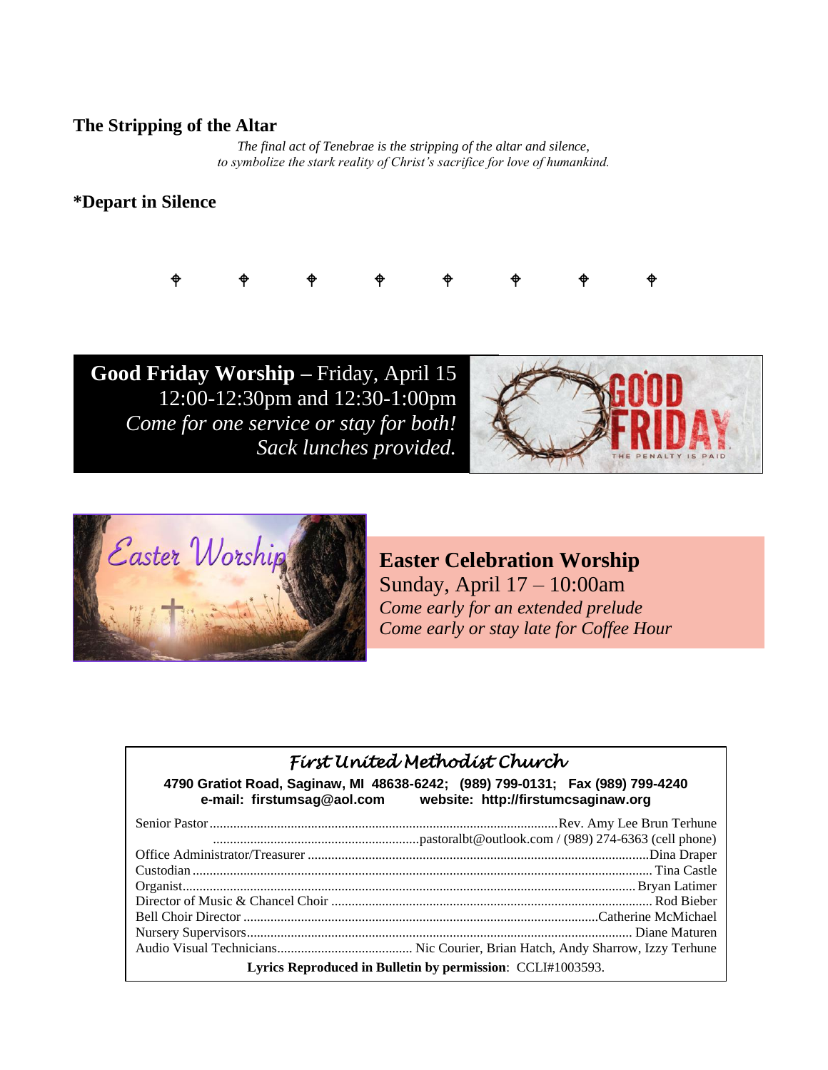## The Stripping of the Altar

*The final act of Tenebrae is the stripping of the altar and silence, to symbolize the stark reality of Christ's sacrifice for love of humankind.*

## *Depart in Silence

⌖ ⌖ ⌖ ⌖ ⌖ ⌖ ⌖ ⌖

**Good Friday Worship –** Friday, April 15
12:00-12:30pm and 12:30-1:00pm
*Come for one service or stay for both!*
*Sack lunches provided.*

**Easter Celebration Worship**
Sunday, April 17 – 10:00am
*Come early for an extended prelude*
*Come early or stay late for Coffee Hour*

---

### *First United Methodist Church*

**4790 Gratiot Road, Saginaw, MI 48638-6242; (989) 799-0131; Fax (989) 799-4240**
**e-mail: firstumsag@aol.com website: http://firstumcsaginaw.org**

| | |
|---|---|
| Senior Pastor | Rev. Amy Lee Brun Terhune |
| | pastoralbt@outlook.com / (989) 274-6363 (cell phone) |
| Office Administrator/Treasurer | Dina Draper |
| Custodian | Tina Castle |
| Organist | Bryan Latimer |
| Director of Music & Chancel Choir | Rod Bieber |
| Bell Choir Director | Catherine McMichael |
| Nursery Supervisors | Diane Maturen |
| Audio Visual Technicians | Nic Courier, Brian Hatch, Andy Sharrow, Izzy Terhune |

**Lyrics Reproduced in Bulletin by permission**: CCLI#1003593.